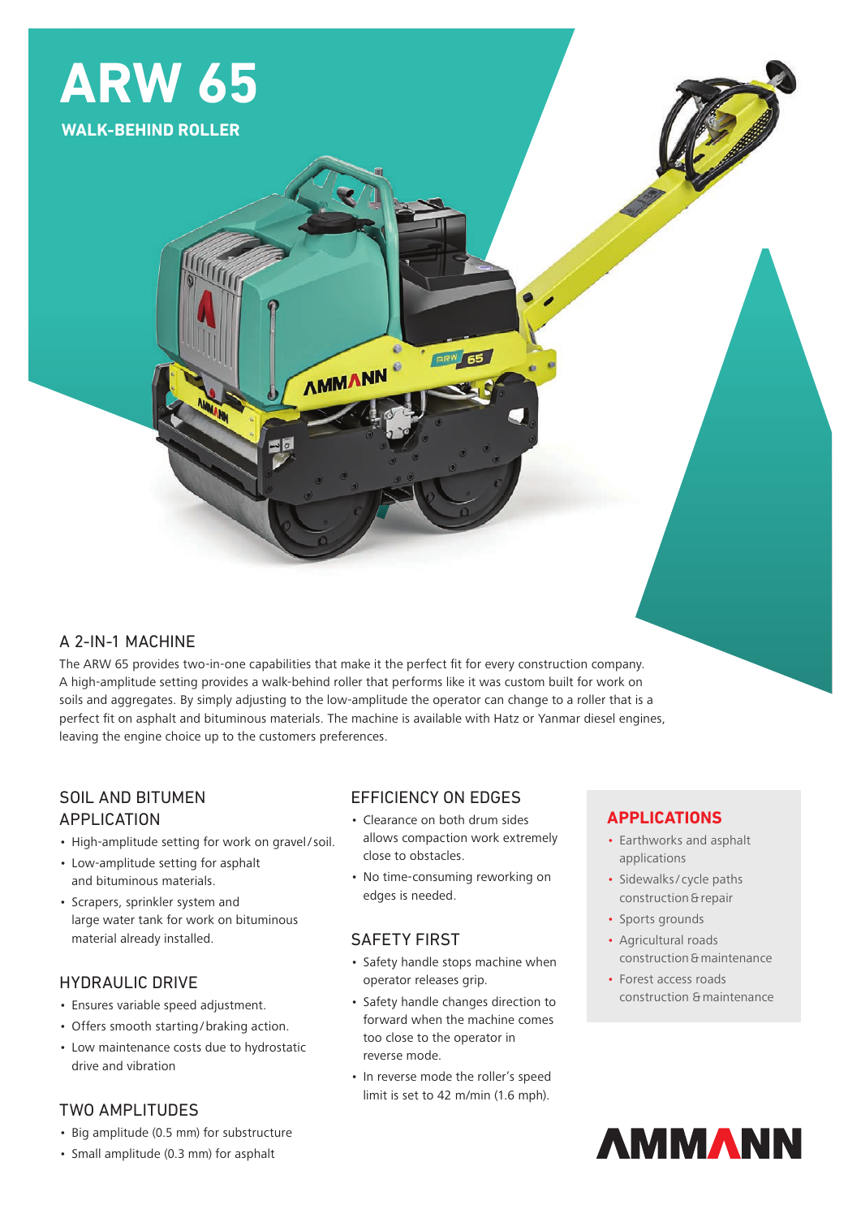# ARW 65

**WALK-BEHIND ROLLER**

## A 2-IN-1 MACHINE

The ARW 65 provides two-in-one capabilities that make it the perfect fit for every construction company. A high-amplitude setting provides a walk-behind roller that performs like it was custom built for work on soils and aggregates. By simply adjusting to the low-amplitude the operator can change to a roller that is a perfect fit on asphalt and bituminous materials. The machine is available with Hatz or Yanmar diesel engines, leaving the engine choice up to the customers preferences.

## SOIL AND BITUMEN APPLICATION

- High-amplitude setting for work on gravel/soil.
- Low-amplitude setting for asphalt and bituminous materials.
- Scrapers, sprinkler system and large water tank for work on bituminous material already installed.

## HYDRAULIC DRIVE

- Ensures variable speed adjustment.
- Offers smooth starting/braking action.
- Low maintenance costs due to hydrostatic drive and vibration

## TWO AMPLITUDES

- Big amplitude (0.5 mm) for substructure
- Small amplitude (0.3 mm) for asphalt

## EFFICIENCY ON EDGES

- Clearance on both drum sides allows compaction work extremely close to obstacles.
- No time-consuming reworking on edges is needed.

## SAFETY FIRST

- Safety handle stops machine when operator releases grip.
- Safety handle changes direction to forward when the machine comes too close to the operator in reverse mode.
- In reverse mode the roller's speed limit is set to 42 m/min (1.6 mph).

## APPLICATIONS

- Earthworks and asphalt applications
- Sidewalks/cycle paths construction & repair
- Sports grounds
- Agricultural roads construction & maintenance
- Forest access roads construction & maintenance

AMMANN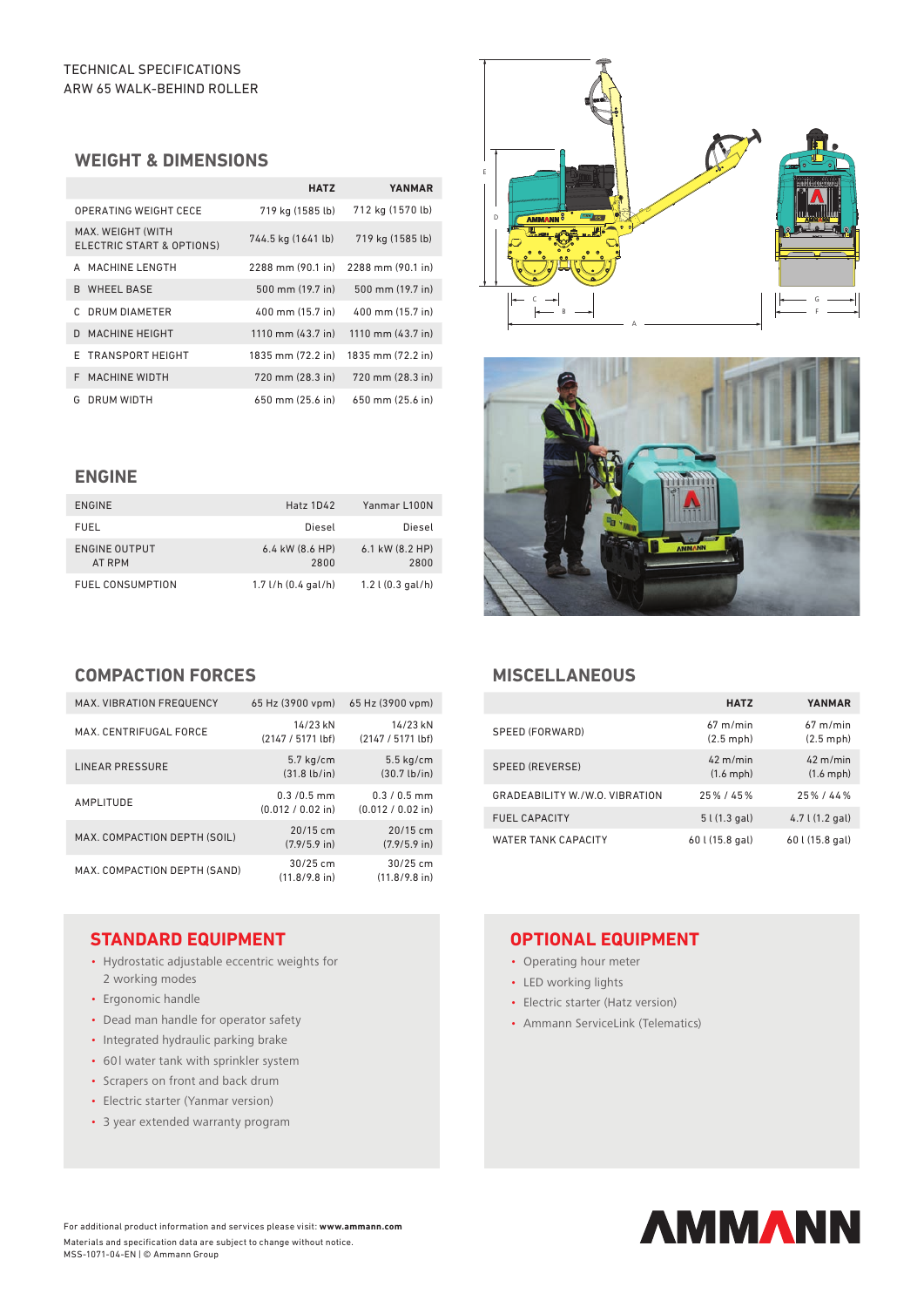TECHNICAL SPECIFICATIONS
ARW 65 WALK-BEHIND ROLLER

## WEIGHT & DIMENSIONS

| | HATZ | YANMAR |
|---|---|---|
| OPERATING WEIGHT CECE | 719 kg (1585 lb) | 712 kg (1570 lb) |
| MAX. WEIGHT (WITH ELECTRIC START & OPTIONS) | 744.5 kg (1641 lb) | 719 kg (1585 lb) |
| A MACHINE LENGTH | 2288 mm (90.1 in) | 2288 mm (90.1 in) |
| B WHEEL BASE | 500 mm (19.7 in) | 500 mm (19.7 in) |
| C DRUM DIAMETER | 400 mm (15.7 in) | 400 mm (15.7 in) |
| D MACHINE HEIGHT | 1110 mm (43.7 in) | 1110 mm (43.7 in) |
| E TRANSPORT HEIGHT | 1835 mm (72.2 in) | 1835 mm (72.2 in) |
| F MACHINE WIDTH | 720 mm (28.3 in) | 720 mm (28.3 in) |
| G DRUM WIDTH | 650 mm (25.6 in) | 650 mm (25.6 in) |

## ENGINE

| | | |
|---|---|---|
| ENGINE | Hatz 1D42 | Yanmar L100N |
| FUEL | Diesel | Diesel |
| ENGINE OUTPUT AT RPM | 6.4 kW (8.6 HP) 2800 | 6.1 kW (8.2 HP) 2800 |
| FUEL CONSUMPTION | 1.7 l/h (0.4 gal/h) | 1.2 l (0.3 gal/h) |

## COMPACTION FORCES

| | | |
|---|---|---|
| MAX. VIBRATION FREQUENCY | 65 Hz (3900 vpm) | 65 Hz (3900 vpm) |
| MAX. CENTRIFUGAL FORCE | 14/23 kN (2147 / 5171 lbf) | 14/23 kN (2147 / 5171 lbf) |
| LINEAR PRESSURE | 5.7 kg/cm (31.8 lb/in) | 5.5 kg/cm (30.7 lb/in) |
| AMPLITUDE | 0.3 /0.5 mm (0.012 / 0.02 in) | 0.3 / 0.5 mm (0.012 / 0.02 in) |
| MAX. COMPACTION DEPTH (SOIL) | 20/15 cm (7.9/5.9 in) | 20/15 cm (7.9/5.9 in) |
| MAX. COMPACTION DEPTH (SAND) | 30/25 cm (11.8/9.8 in) | 30/25 cm (11.8/9.8 in) |

## MISCELLANEOUS

| | HATZ | YANMAR |
|---|---|---|
| SPEED (FORWARD) | 67 m/min (2.5 mph) | 67 m/min (2.5 mph) |
| SPEED (REVERSE) | 42 m/min (1.6 mph) | 42 m/min (1.6 mph) |
| GRADEABILITY W./W.O. VIBRATION | 25 % / 45 % | 25 % / 44 % |
| FUEL CAPACITY | 5 l (1.3 gal) | 4.7 l (1.2 gal) |
| WATER TANK CAPACITY | 60 l (15.8 gal) | 60 l (15.8 gal) |

## STANDARD EQUIPMENT

- Hydrostatic adjustable eccentric weights for 2 working modes
- Ergonomic handle
- Dead man handle for operator safety
- Integrated hydraulic parking brake
- 60l water tank with sprinkler system
- Scrapers on front and back drum
- Electric starter (Yanmar version)
- 3 year extended warranty program

## OPTIONAL EQUIPMENT

- Operating hour meter
- LED working lights
- Electric starter (Hatz version)
- Ammann ServiceLink (Telematics)

For additional product information and services please visit: **www.ammann.com**
Materials and specification data are subject to change without notice.
MSS-1071-04-EN | © Ammann Group

AMMANN